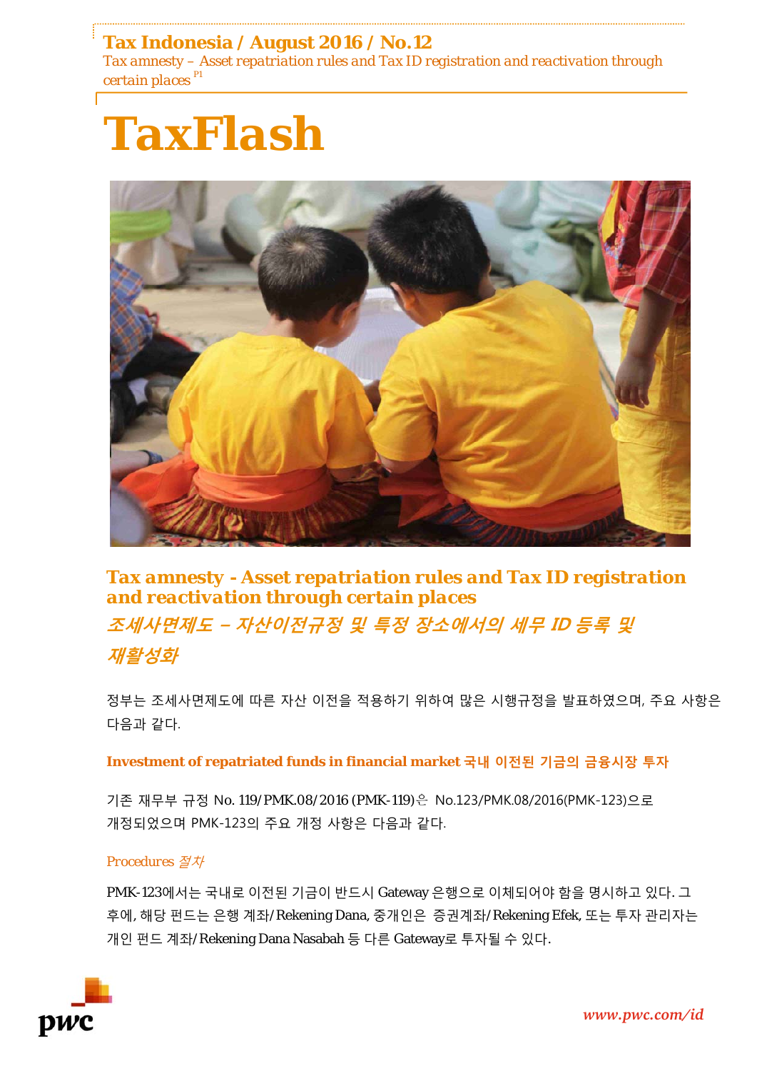# TaxFlash

Tax Indonesia / August 2016 / No.12

Tax amnesty – Asset repatriation rules and Tax ID registration and reactivation through certain places

## Tax amnesty - Asset repatriation rules and Tax ID registration and reactivation through certain places

## *조세사면제도 – 자산이전규정 및 특정 장소에서의 세무 ID 등록 및 재활성화*

정부는 조세사면제도에 따른 자산 이전을 적용하기 위하여 많은 시행규정을 발표하였으며, 주요 사항은 다음과 같다.

### Investment of repatriated funds in financial market 국내 이전된 기금의 금융시장 투자

기존 재무부 규정 No. 119/PMK.08/2016 (PMK-119)은 No.123/PMK.08/2016(PMK-123)으로 개정되었으며 PMK-123의 주요 개정 사항은 다음과 같다.

#### Procedures *절차*

PMK-123에서는 국내로 이전된 기금이 반드시 Gateway 은행으로 이체되어야 함을 명시하고 있다. 그 후에, 해당 펀드는 은행 계좌/Rekening Dana, 중개인은 증권계좌/Rekening Efek, 또는 투자 관리자는 개인 펀드 계좌/Rekening Dana Nasabah 등 다른 Gateway로 투자될 수 있다.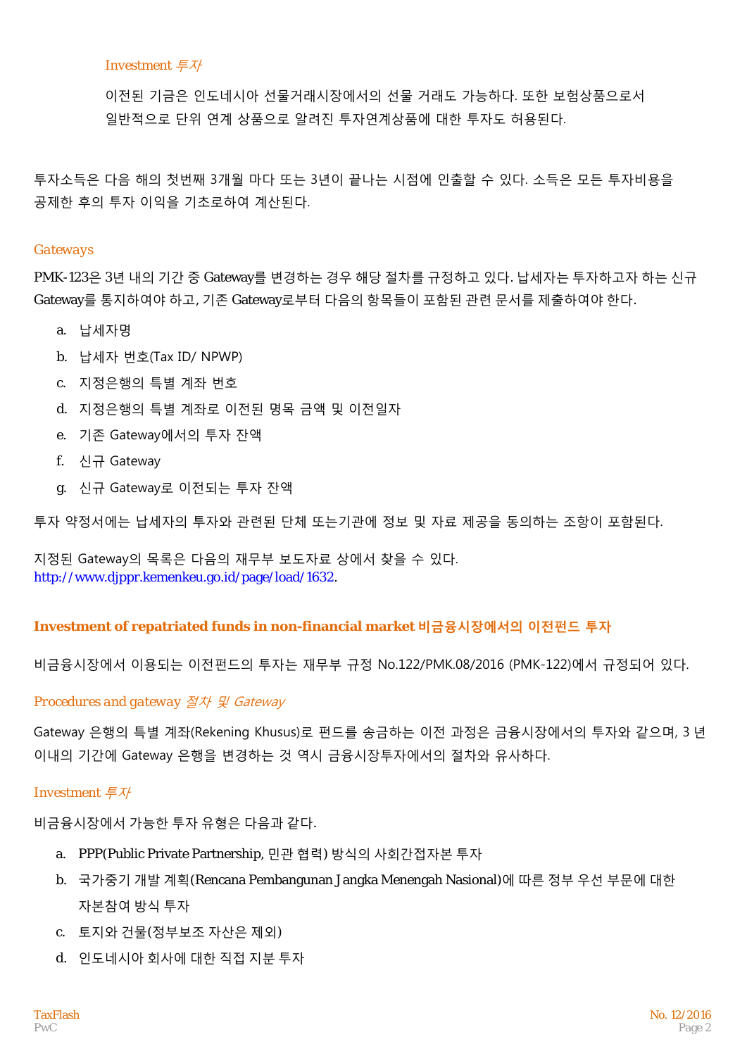#### *Investment 투자*

이전된 기금은 인도네시아 선물거래시장에서의 선물 거래도 가능하다. 또한 보험상품으로서 일반적으로 단위 연계 상품으로 알려진 투자연계상품에 대한 투자도 허용된다.

투자소득은 다음 해의 첫번째 3개월 마다 또는 3년이 끝나는 시점에 인출할 수 있다. 소득은 모든 투자비용을 공제한 후의 투자 이익을 기초로하여 계산된다.

### Gateways

PMK-123은 3년 내의 기간 중 Gateway를 변경하는 경우 해당 절차를 규정하고 있다. 납세자는 투자하고자 하는 신규 Gateway를 통지하여야 하고, 기존 Gateway로부터 다음의 항목들이 포함된 관련 문서를 제출하여야 한다.

a. 납세자명
b. 납세자 번호(Tax ID/ NPWP)
c. 지정은행의 특별 계좌 번호
d. 지정은행의 특별 계좌로 이전된 명목 금액 및 이전일자
e. 기존 Gateway에서의 투자 잔액
f. 신규 Gateway
g. 신규 Gateway로 이전되는 투자 잔액

투자 약정서에는 납세자의 투자와 관련된 단체 또는기관에 정보 및 자료 제공을 동의하는 조항이 포함된다.

지정된 Gateway의 목록은 다음의 재무부 보도자료 상에서 찾을 수 있다.
http://www.djppr.kemenkeu.go.id/page/load/1632.

## **Investment of repatriated funds in non-financial market 비금융시장에서의 이전펀드 투자**

비금융시장에서 이용되는 이전펀드의 투자는 재무부 규정 No.122/PMK.08/2016 (PMK-122)에서 규정되어 있다.

### Procedures and gateway *절차 및 Gateway*

Gateway 은행의 특별 계좌(Rekening Khusus)로 펀드를 송금하는 이전 과정은 금융시장에서의 투자와 같으며, 3 년 이내의 기간에 Gateway 은행을 변경하는 것 역시 금융시장투자에서의 절차와 유사하다.

### Investment *투자*

비금융시장에서 가능한 투자 유형은 다음과 같다.

a. PPP(Public Private Partnership, 민관 협력) 방식의 사회간접자본 투자
b. 국가중기 개발 계획(Rencana Pembangunan Jangka Menengah Nasional)에 따른 정부 우선 부문에 대한 자본참여 방식 투자
c. 토지와 건물(정부보조 자산은 제외)
d. 인도네시아 회사에 대한 직접 지분 투자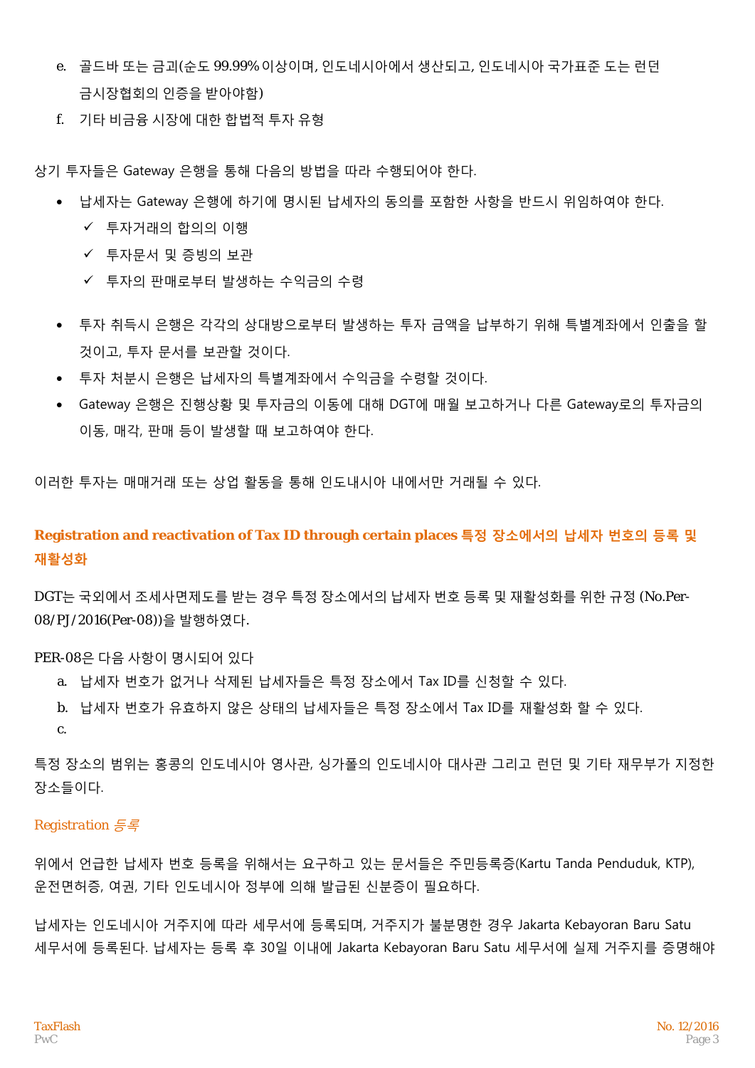e. 골드바 또는 금괴(순도 99.99% 이상이며, 인도네시아에서 생산되고, 인도네시아 국가표준 도는 런던 금시장협회의 인증을 받아야함)

f. 기타 비금융 시장에 대한 합법적 투자 유형

상기 투자들은 Gateway 은행을 통해 다음의 방법을 따라 수행되어야 한다.

- 납세자는 Gateway 은행에 하기에 명시된 납세자의 동의를 포함한 사항을 반드시 위임하여야 한다.
  - ✓ 투자거래의 합의의 이행
  - ✓ 투자문서 및 증빙의 보관
  - ✓ 투자의 판매로부터 발생하는 수익금의 수령
- 투자 취득시 은행은 각각의 상대방으로부터 발생하는 투자 금액을 납부하기 위해 특별계좌에서 인출을 할 것이고, 투자 문서를 보관할 것이다.
- 투자 처분시 은행은 납세자의 특별계좌에서 수익금을 수령할 것이다.
- Gateway 은행은 진행상황 및 투자금의 이동에 대해 DGT에 매월 보고하거나 다른 Gateway로의 투자금의 이동, 매각, 판매 등이 발생할 때 보고하여야 한다.

이러한 투자는 매매거래 또는 상업 활동을 통해 인도내시아 내에서만 거래될 수 있다.

## Registration and reactivation of Tax ID through certain places 특정 장소에서의 납세자 번호의 등록 및 재활성화

DGT는 국외에서 조세사면제도를 받는 경우 특정 장소에서의 납세자 번호 등록 및 재활성화를 위한 규정 (No.Per-08/PJ/2016(Per-08))을 발행하였다.

PER-08은 다음 사항이 명시되어 있다

a. 납세자 번호가 없거나 삭제된 납세자들은 특정 장소에서 Tax ID를 신청할 수 있다.

b. 납세자 번호가 유효하지 않은 상태의 납세자들은 특정 장소에서 Tax ID를 재활성화 할 수 있다.

c.

특정 장소의 범위는 홍콩의 인도네시아 영사관, 싱가폴의 인도네시아 대사관 그리고 런던 및 기타 재무부가 지정한 장소들이다.

### Registration *등록*

위에서 언급한 납세자 번호 등록을 위해서는 요구하고 있는 문서들은 주민등록증(Kartu Tanda Penduduk, KTP), 운전면허증, 여권, 기타 인도네시아 정부에 의해 발급된 신분증이 필요하다.

납세자는 인도네시아 거주지에 따라 세무서에 등록되며, 거주지가 불분명한 경우 Jakarta Kebayoran Baru Satu 세무서에 등록된다. 납세자는 등록 후 30일 이내에 Jakarta Kebayoran Baru Satu 세무서에 실제 거주지를 증명해야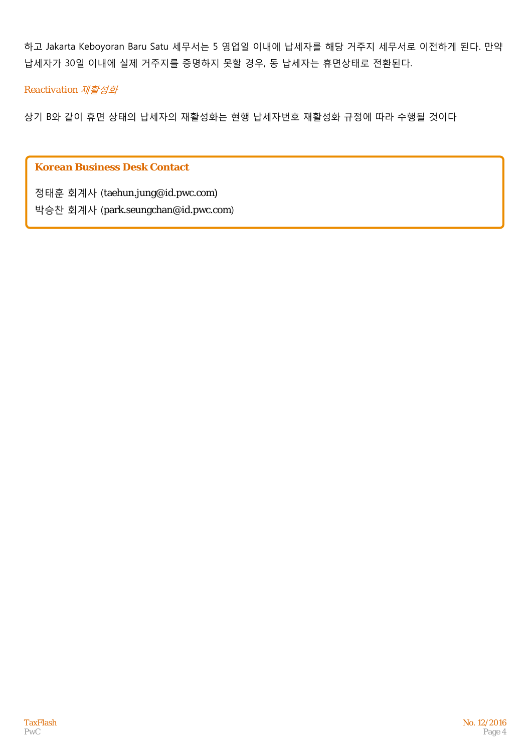하고 Jakarta Keboyoran Baru Satu 세무서는 5 영업일 이내에 납세자를 해당 거주지 세무서로 이전하게 된다. 만약 납세자가 30일 이내에 실제 거주지를 증명하지 못할 경우, 동 납세자는 휴면상태로 전환된다.

### Reactivation *재활성화*

상기 B와 같이 휴면 상태의 납세자의 재활성화는 현행 납세자번호 재활성화 규정에 따라 수행될 것이다

**Korean Business Desk Contact**

정태훈 회계사 (taehun.jung@id.pwc.com)
박승찬 회계사 (park.seungchan@id.pwc.com)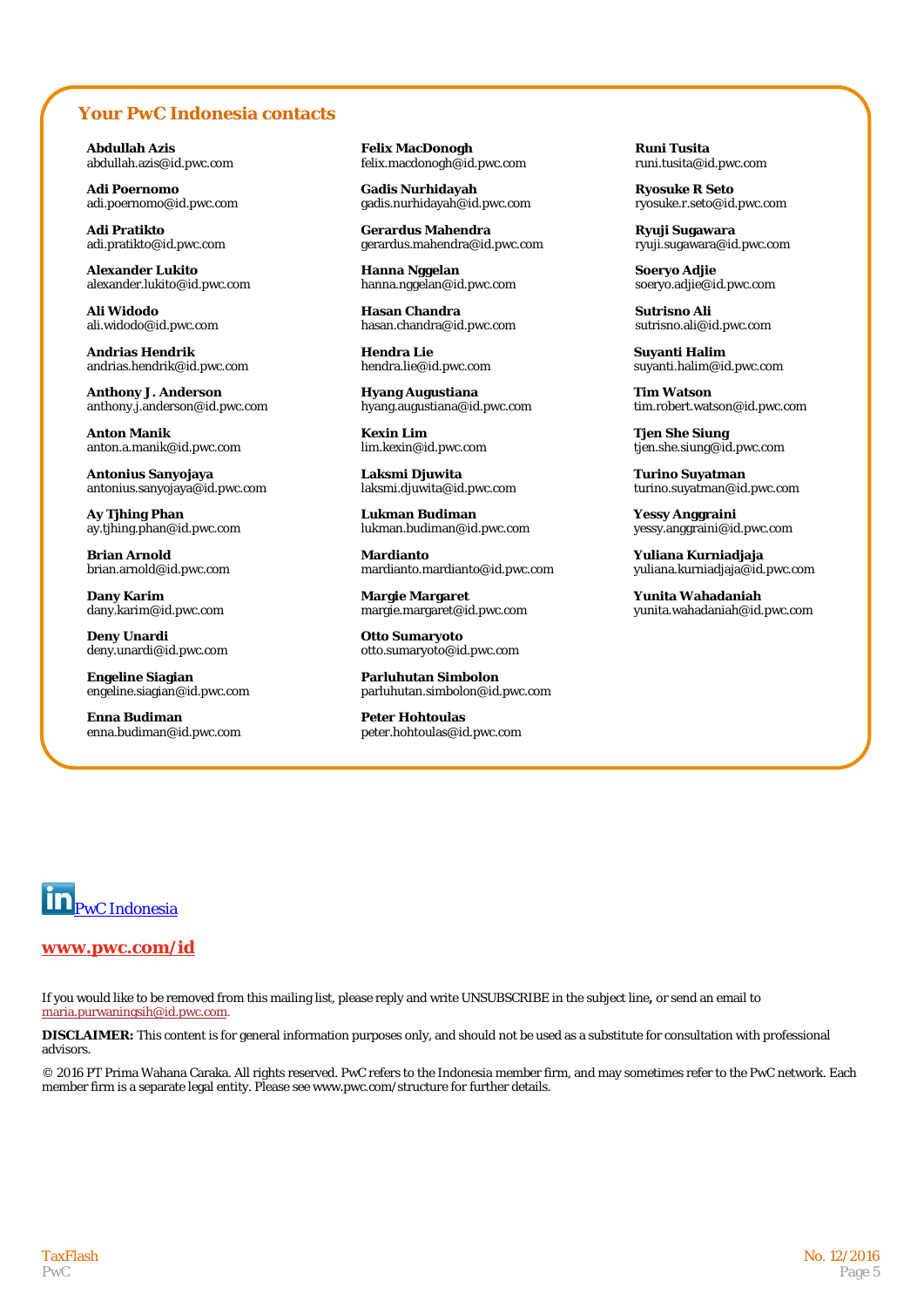## Your PwC Indonesia contacts

**Abdullah Azis**
abdullah.azis@id.pwc.com

**Adi Poernomo**
adi.poernomo@id.pwc.com

**Adi Pratikto**
adi.pratikto@id.pwc.com

**Alexander Lukito**
alexander.lukito@id.pwc.com

**Ali Widodo**
ali.widodo@id.pwc.com

**Andrias Hendrik**
andrias.hendrik@id.pwc.com

**Anthony J. Anderson**
anthony.j.anderson@id.pwc.com

**Anton Manik**
anton.a.manik@id.pwc.com

**Antonius Sanyojaya**
antonius.sanyojaya@id.pwc.com

**Ay Tjhing Phan**
ay.tjhing.phan@id.pwc.com

**Brian Arnold**
brian.arnold@id.pwc.com

**Dany Karim**
dany.karim@id.pwc.com

**Deny Unardi**
deny.unardi@id.pwc.com

**Engeline Siagian**
engeline.siagian@id.pwc.com

**Enna Budiman**
enna.budiman@id.pwc.com

**Felix MacDonogh**
felix.macdonogh@id.pwc.com

**Gadis Nurhidayah**
gadis.nurhidayah@id.pwc.com

**Gerardus Mahendra**
gerardus.mahendra@id.pwc.com

**Hanna Nggelan**
hanna.nggelan@id.pwc.com

**Hasan Chandra**
hasan.chandra@id.pwc.com

**Hendra Lie**
hendra.lie@id.pwc.com

**Hyang Augustiana**
hyang.augustiana@id.pwc.com

**Kexin Lim**
lim.kexin@id.pwc.com

**Laksmi Djuwita**
laksmi.djuwita@id.pwc.com

**Lukman Budiman**
lukman.budiman@id.pwc.com

**Mardianto**
mardianto.mardianto@id.pwc.com

**Margie Margaret**
margie.margaret@id.pwc.com

**Otto Sumaryoto**
otto.sumaryoto@id.pwc.com

**Parluhutan Simbolon**
parluhutan.simbolon@id.pwc.com

**Peter Hohtoulas**
peter.hohtoulas@id.pwc.com

**Runi Tusita**
runi.tusita@id.pwc.com

**Ryosuke R Seto**
ryosuke.r.seto@id.pwc.com

**Ryuji Sugawara**
ryuji.sugawara@id.pwc.com

**Soeryo Adjie**
soeryo.adjie@id.pwc.com

**Sutrisno Ali**
sutrisno.ali@id.pwc.com

**Suyanti Halim**
suyanti.halim@id.pwc.com

**Tim Watson**
tim.robert.watson@id.pwc.com

**Tjen She Siung**
tjen.she.siung@id.pwc.com

**Turino Suyatman**
turino.suyatman@id.pwc.com

**Yessy Anggraini**
yessy.anggraini@id.pwc.com

**Yuliana Kurniadjaja**
yuliana.kurniadjaja@id.pwc.com

**Yunita Wahadaniah**
yunita.wahadaniah@id.pwc.com

PwC Indonesia

**www.pwc.com/id**

If you would like to be removed from this mailing list, please reply and write UNSUBSCRIBE in the subject line, or send an email to maria.purwaningsih@id.pwc.com.

**DISCLAIMER:** This content is for general information purposes only, and should not be used as a substitute for consultation with professional advisors.

© 2016 PT Prima Wahana Caraka. All rights reserved. PwC refers to the Indonesia member firm, and may sometimes refer to the PwC network. Each member firm is a separate legal entity. Please see www.pwc.com/structure for further details.